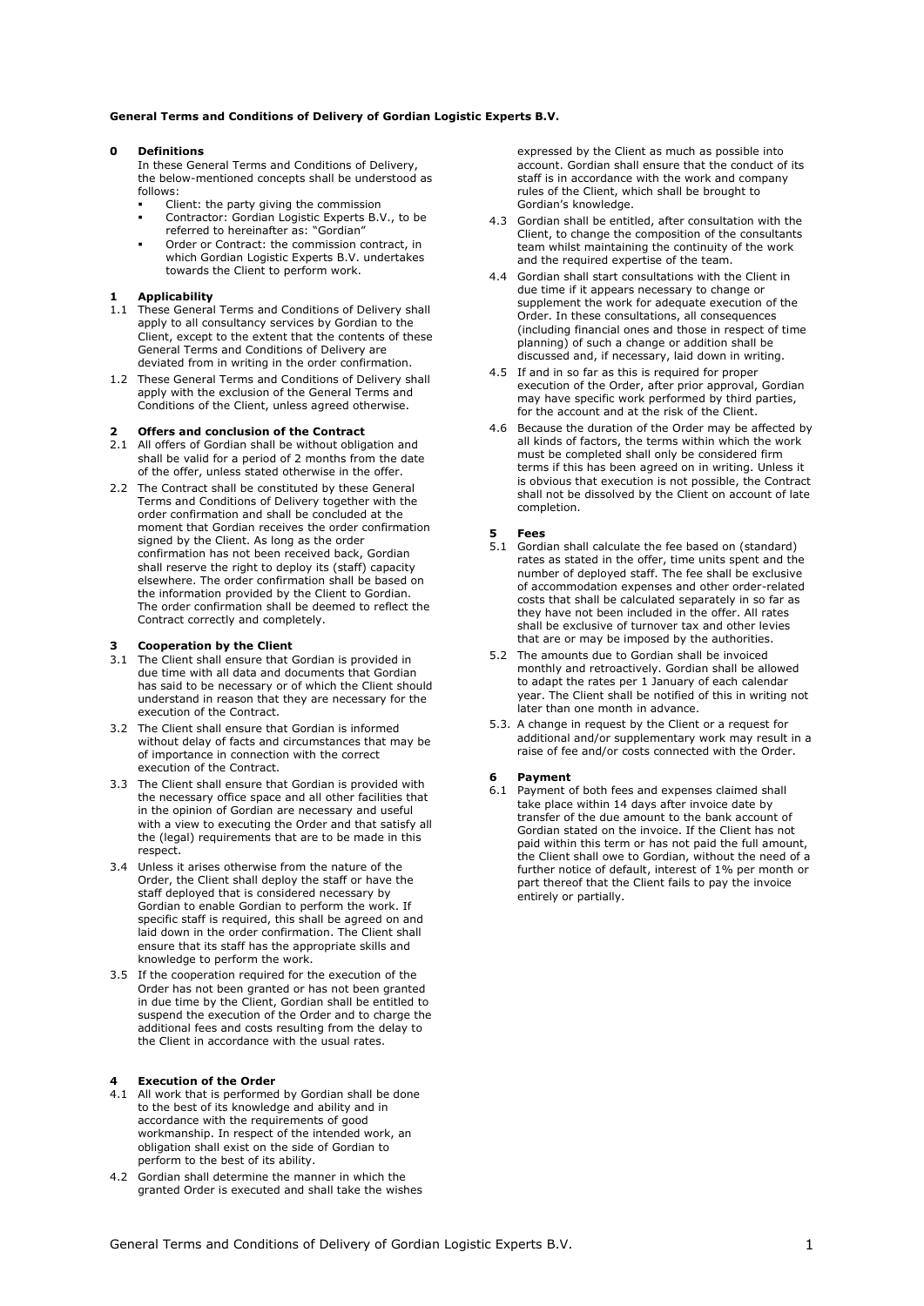**General Terms and Conditions of Delivery of Gordian Logistic Experts B.V.**

## 0 Definitions

In these General Terms and Conditions of Delivery, the below-mentioned concepts shall be understood as follows:

- Client: the party giving the commission
- Contractor: Gordian Logistic Experts B.V., to be referred to hereinafter as: "Gordian"
- Order or Contract: the commission contract, in which Gordian Logistic Experts B.V. undertakes towards the Client to perform work.

## 1 Applicability

1.1 These General Terms and Conditions of Delivery shall apply to all consultancy services by Gordian to the Client, except to the extent that the contents of these General Terms and Conditions of Delivery are deviated from in writing in the order confirmation.

1.2 These General Terms and Conditions of Delivery shall apply with the exclusion of the General Terms and Conditions of the Client, unless agreed otherwise.

## 2 Offers and conclusion of the Contract

2.1 All offers of Gordian shall be without obligation and shall be valid for a period of 2 months from the date of the offer, unless stated otherwise in the offer.

2.2 The Contract shall be constituted by these General Terms and Conditions of Delivery together with the order confirmation and shall be concluded at the moment that Gordian receives the order confirmation signed by the Client. As long as the order confirmation has not been received back, Gordian shall reserve the right to deploy its (staff) capacity elsewhere. The order confirmation shall be based on the information provided by the Client to Gordian. The order confirmation shall be deemed to reflect the Contract correctly and completely.

## 3 Cooperation by the Client

3.1 The Client shall ensure that Gordian is provided in due time with all data and documents that Gordian has said to be necessary or of which the Client should understand in reason that they are necessary for the execution of the Contract.

3.2 The Client shall ensure that Gordian is informed without delay of facts and circumstances that may be of importance in connection with the correct execution of the Contract.

3.3 The Client shall ensure that Gordian is provided with the necessary office space and all other facilities that in the opinion of Gordian are necessary and useful with a view to executing the Order and that satisfy all the (legal) requirements that are to be made in this respect.

3.4 Unless it arises otherwise from the nature of the Order, the Client shall deploy the staff or have the staff deployed that is considered necessary by Gordian to enable Gordian to perform the work. If specific staff is required, this shall be agreed on and laid down in the order confirmation. The Client shall ensure that its staff has the appropriate skills and knowledge to perform the work.

3.5 If the cooperation required for the execution of the Order has not been granted or has not been granted in due time by the Client, Gordian shall be entitled to suspend the execution of the Order and to charge the additional fees and costs resulting from the delay to the Client in accordance with the usual rates.

## 4 Execution of the Order

4.1 All work that is performed by Gordian shall be done to the best of its knowledge and ability and in accordance with the requirements of good workmanship. In respect of the intended work, an obligation shall exist on the side of Gordian to perform to the best of its ability.

4.2 Gordian shall determine the manner in which the granted Order is executed and shall take the wishes expressed by the Client as much as possible into account. Gordian shall ensure that the conduct of its staff is in accordance with the work and company rules of the Client, which shall be brought to Gordian's knowledge.

4.3 Gordian shall be entitled, after consultation with the Client, to change the composition of the consultants team whilst maintaining the continuity of the work and the required expertise of the team.

4.4 Gordian shall start consultations with the Client in due time if it appears necessary to change or supplement the work for adequate execution of the Order. In these consultations, all consequences (including financial ones and those in respect of time planning) of such a change or addition shall be discussed and, if necessary, laid down in writing.

4.5 If and in so far as this is required for proper execution of the Order, after prior approval, Gordian may have specific work performed by third parties, for the account and at the risk of the Client.

4.6 Because the duration of the Order may be affected by all kinds of factors, the terms within which the work must be completed shall only be considered firm terms if this has been agreed on in writing. Unless it is obvious that execution is not possible, the Contract shall not be dissolved by the Client on account of late completion.

## 5 Fees

5.1 Gordian shall calculate the fee based on (standard) rates as stated in the offer, time units spent and the number of deployed staff. The fee shall be exclusive of accommodation expenses and other order-related costs that shall be calculated separately in so far as they have not been included in the offer. All rates shall be exclusive of turnover tax and other levies that are or may be imposed by the authorities.

5.2 The amounts due to Gordian shall be invoiced monthly and retroactively. Gordian shall be allowed to adapt the rates per 1 January of each calendar year. The Client shall be notified of this in writing not later than one month in advance.

5.3. A change in request by the Client or a request for additional and/or supplementary work may result in a raise of fee and/or costs connected with the Order.

## 6 Payment

6.1 Payment of both fees and expenses claimed shall take place within 14 days after invoice date by transfer of the due amount to the bank account of Gordian stated on the invoice. If the Client has not paid within this term or has not paid the full amount, the Client shall owe to Gordian, without the need of a further notice of default, interest of 1% per month or part thereof that the Client fails to pay the invoice entirely or partially.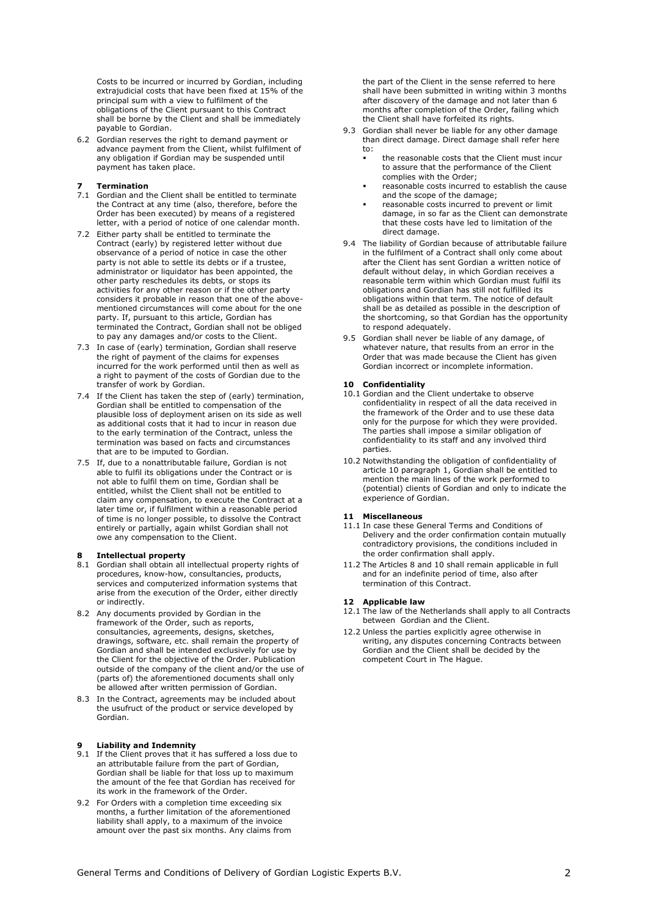Costs to be incurred or incurred by Gordian, including extrajudicial costs that have been fixed at 15% of the principal sum with a view to fulfilment of the obligations of the Client pursuant to this Contract shall be borne by the Client and shall be immediately payable to Gordian.

6.2 Gordian reserves the right to demand payment or advance payment from the Client, whilst fulfilment of any obligation if Gordian may be suspended until payment has taken place.

## 7 Termination

7.1 Gordian and the Client shall be entitled to terminate the Contract at any time (also, therefore, before the Order has been executed) by means of a registered letter, with a period of notice of one calendar month.

7.2 Either party shall be entitled to terminate the Contract (early) by registered letter without due observance of a period of notice in case the other party is not able to settle its debts or if a trustee, administrator or liquidator has been appointed, the other party reschedules its debts, or stops its activities for any other reason or if the other party considers it probable in reason that one of the above-mentioned circumstances will come about for the one party. If, pursuant to this article, Gordian has terminated the Contract, Gordian shall not be obliged to pay any damages and/or costs to the Client.

7.3 In case of (early) termination, Gordian shall reserve the right of payment of the claims for expenses incurred for the work performed until then as well as a right to payment of the costs of Gordian due to the transfer of work by Gordian.

7.4 If the Client has taken the step of (early) termination, Gordian shall be entitled to compensation of the plausible loss of deployment arisen on its side as well as additional costs that it had to incur in reason due to the early termination of the Contract, unless the termination was based on facts and circumstances that are to be imputed to Gordian.

7.5 If, due to a nonattributable failure, Gordian is not able to fulfil its obligations under the Contract or is not able to fulfil them on time, Gordian shall be entitled, whilst the Client shall not be entitled to claim any compensation, to execute the Contract at a later time or, if fulfilment within a reasonable period of time is no longer possible, to dissolve the Contract entirely or partially, again whilst Gordian shall not owe any compensation to the Client.

## 8 Intellectual property

8.1 Gordian shall obtain all intellectual property rights of procedures, know-how, consultancies, products, services and computerized information systems that arise from the execution of the Order, either directly or indirectly.

8.2 Any documents provided by Gordian in the framework of the Order, such as reports, consultancies, agreements, designs, sketches, drawings, software, etc. shall remain the property of Gordian and shall be intended exclusively for use by the Client for the objective of the Order. Publication outside of the company of the client and/or the use of (parts of) the aforementioned documents shall only be allowed after written permission of Gordian.

8.3 In the Contract, agreements may be included about the usufruct of the product or service developed by Gordian.

## 9 Liability and Indemnity

9.1 If the Client proves that it has suffered a loss due to an attributable failure from the part of Gordian, Gordian shall be liable for that loss up to maximum the amount of the fee that Gordian has received for its work in the framework of the Order.

9.2 For Orders with a completion time exceeding six months, a further limitation of the aforementioned liability shall apply, to a maximum of the invoice amount over the past six months. Any claims from the part of the Client in the sense referred to here shall have been submitted in writing within 3 months after discovery of the damage and not later than 6 months after completion of the Order, failing which the Client shall have forfeited its rights.

9.3 Gordian shall never be liable for any other damage than direct damage. Direct damage shall refer here to:

- the reasonable costs that the Client must incur to assure that the performance of the Client complies with the Order;
- reasonable costs incurred to establish the cause and the scope of the damage;
- reasonable costs incurred to prevent or limit damage, in so far as the Client can demonstrate that these costs have led to limitation of the direct damage.

9.4 The liability of Gordian because of attributable failure in the fulfilment of a Contract shall only come about after the Client has sent Gordian a written notice of default without delay, in which Gordian receives a reasonable term within which Gordian must fulfil its obligations and Gordian has still not fulfilled its obligations within that term. The notice of default shall be as detailed as possible in the description of the shortcoming, so that Gordian has the opportunity to respond adequately.

9.5 Gordian shall never be liable of any damage, of whatever nature, that results from an error in the Order that was made because the Client has given Gordian incorrect or incomplete information.

## 10 Confidentiality

10.1 Gordian and the Client undertake to observe confidentiality in respect of all the data received in the framework of the Order and to use these data only for the purpose for which they were provided. The parties shall impose a similar obligation of confidentiality to its staff and any involved third parties.

10.2 Notwithstanding the obligation of confidentiality of article 10 paragraph 1, Gordian shall be entitled to mention the main lines of the work performed to (potential) clients of Gordian and only to indicate the experience of Gordian.

## 11 Miscellaneous

11.1 In case these General Terms and Conditions of Delivery and the order confirmation contain mutually contradictory provisions, the conditions included in the order confirmation shall apply.

11.2 The Articles 8 and 10 shall remain applicable in full and for an indefinite period of time, also after termination of this Contract.

## 12 Applicable law

12.1 The law of the Netherlands shall apply to all Contracts between Gordian and the Client.

12.2 Unless the parties explicitly agree otherwise in writing, any disputes concerning Contracts between Gordian and the Client shall be decided by the competent Court in The Hague.